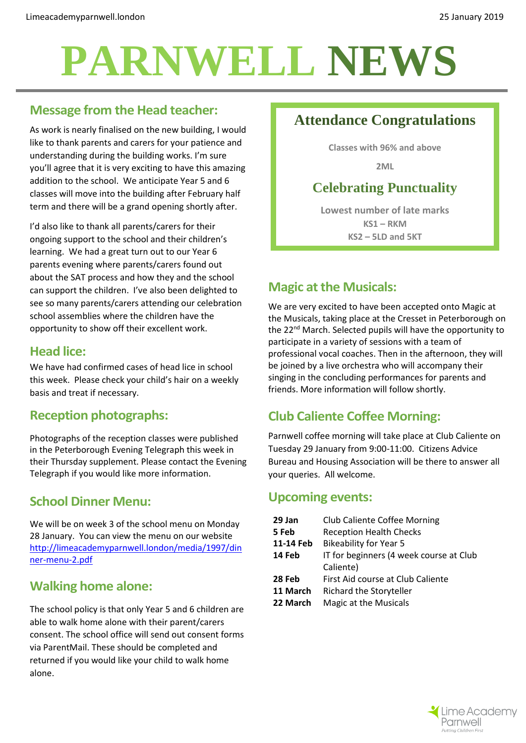Limeacademyparnwell.london

25 January 2019

# PARNWELL NEWS

## Message from the Head teacher:

As work is nearly finalised on the new building, I would like to thank parents and carers for your patience and understanding during the building works. I'm sure you'll agree that it is very exciting to have this amazing addition to the school. We anticipate Year 5 and 6 classes will move into the building after February half term and there will be a grand opening shortly after.

I'd also like to thank all parents/carers for their ongoing support to the school and their children's learning. We had a great turn out to our Year 6 parents evening where parents/carers found out about the SAT process and how they and the school can support the children. I've also been delighted to see so many parents/carers attending our celebration school assemblies where the children have the opportunity to show off their excellent work.

## Head lice:

We have had confirmed cases of head lice in school this week. Please check your child's hair on a weekly basis and treat if necessary.

## Reception photographs:

Photographs of the reception classes were published in the Peterborough Evening Telegraph this week in their Thursday supplement. Please contact the Evening Telegraph if you would like more information.

## School Dinner Menu:

We will be on week 3 of the school menu on Monday 28 January. You can view the menu on our website http://limeacademyparnwell.london/media/1997/dinner-menu-2.pdf

## Walking home alone:

The school policy is that only Year 5 and 6 children are able to walk home alone with their parent/carers consent. The school office will send out consent forms via ParentMail. These should be completed and returned if you would like your child to walk home alone.

## Attendance Congratulations

**Classes with 96% and above**

**2ML**

## Celebrating Punctuality

**Lowest number of late marks**

**KS1 – RKM**

**KS2 – 5LD and 5KT**

## Magic at the Musicals:

We are very excited to have been accepted onto Magic at the Musicals, taking place at the Cresset in Peterborough on the 22nd March. Selected pupils will have the opportunity to participate in a variety of sessions with a team of professional vocal coaches. Then in the afternoon, they will be joined by a live orchestra who will accompany their singing in the concluding performances for parents and friends. More information will follow shortly.

## Club Caliente Coffee Morning:

Parnwell coffee morning will take place at Club Caliente on Tuesday 29 January from 9:00-11:00. Citizens Advice Bureau and Housing Association will be there to answer all your queries. All welcome.

## Upcoming events:

| | |
|---|---|
| **29 Jan** | Club Caliente Coffee Morning |
| **5 Feb** | Reception Health Checks |
| **11-14 Feb** | Bikeability for Year 5 |
| **14 Feb** | IT for beginners (4 week course at Club Caliente) |
| **28 Feb** | First Aid course at Club Caliente |
| **11 March** | Richard the Storyteller |
| **22 March** | Magic at the Musicals |

Lime Academy Parnwell
*Putting Children First*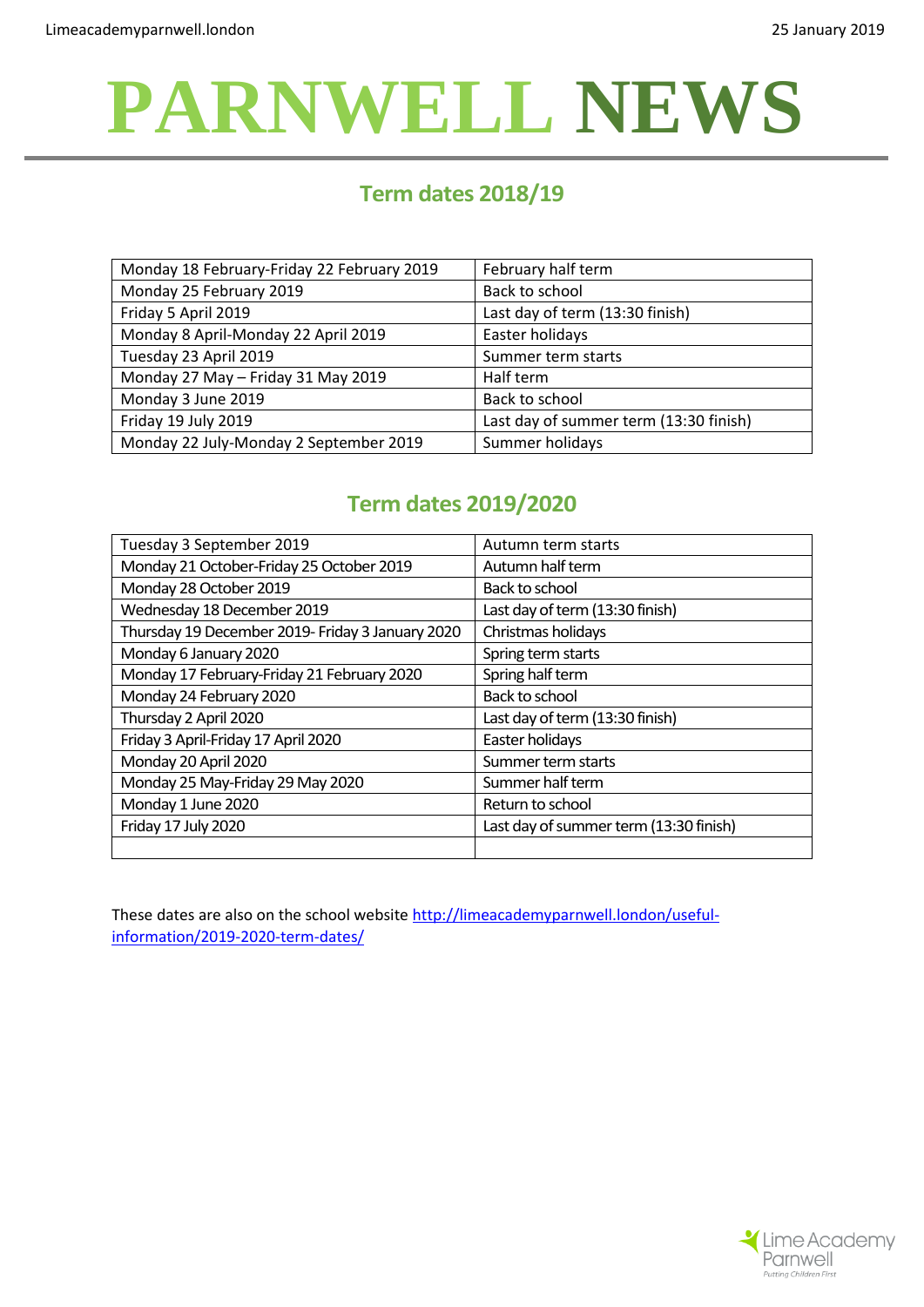# PARNWELL NEWS

## Term dates 2018/19

| | |
|---|---|
| Monday 18 February-Friday 22 February 2019 | February half term |
| Monday 25 February 2019 | Back to school |
| Friday 5 April 2019 | Last day of term (13:30 finish) |
| Monday 8 April-Monday 22 April 2019 | Easter holidays |
| Tuesday 23 April 2019 | Summer term starts |
| Monday 27 May – Friday 31 May 2019 | Half term |
| Monday 3 June 2019 | Back to school |
| Friday 19 July 2019 | Last day of summer term (13:30 finish) |
| Monday 22 July-Monday 2 September 2019 | Summer holidays |

## Term dates 2019/2020

| | |
|---|---|
| Tuesday 3 September 2019 | Autumn term starts |
| Monday 21 October-Friday 25 October 2019 | Autumn half term |
| Monday 28 October 2019 | Back to school |
| Wednesday 18 December 2019 | Last day of term (13:30 finish) |
| Thursday 19 December 2019- Friday 3 January 2020 | Christmas holidays |
| Monday 6 January 2020 | Spring term starts |
| Monday 17 February-Friday 21 February 2020 | Spring half term |
| Monday 24 February 2020 | Back to school |
| Thursday 2 April 2020 | Last day of term (13:30 finish) |
| Friday 3 April-Friday 17 April 2020 | Easter holidays |
| Monday 20 April 2020 | Summer term starts |
| Monday 25 May-Friday 29 May 2020 | Summer half term |
| Monday 1 June 2020 | Return to school |
| Friday 17 July 2020 | Last day of summer term (13:30 finish) |
| | |

These dates are also on the school website [http://limeacademyparnwell.london/useful-information/2019-2020-term-dates/](http://limeacademyparnwell.london/useful-information/2019-2020-term-dates/)

Lime Academy Parnwell
Putting Children First